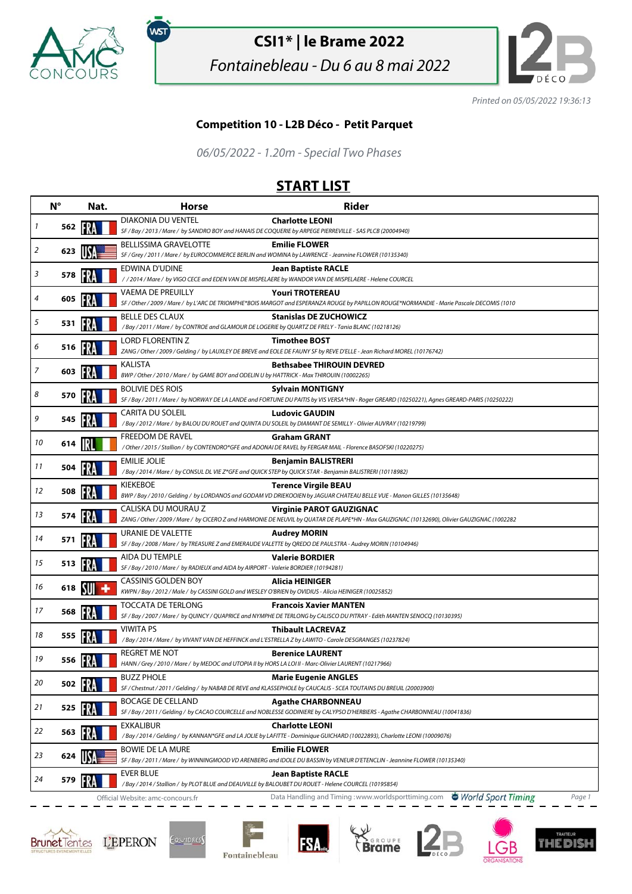# CSI1* | le Brame 2022

*Fontainebleau - Du 6 au 8 mai 2022*

*Printed on 05/05/2022 19:36:13*

## Competition 10 - L2B Déco - Petit Parquet

*06/05/2022 - 1.20m - Special Two Phases*

## START LIST

| | N° | Nat. | Horse | Rider |
|---|---|---|---|---|
| 1 | 562 | FRA | DIAKONIA DU VENTEL<br>*SF / Bay / 2013 / Mare / by SANDRO BOY and HANAIS DE COQUERIE by ARPEGE PIERREVILLE - SAS PLCB (20004940)* | **Charlotte LEONI** |
| 2 | 623 | USA | BELLISSIMA GRAVELOTTE<br>*SF / Grey / 2011 / Mare / by EUROCOMMERCE BERLIN and WOMINA by LAWRENCE - Jeannine FLOWER (10135340)* | **Emilie FLOWER** |
| 3 | 578 | FRA | EDWINA D'UDINE<br>*/ / 2014 / Mare / by VIGO CECE and EDEN VAN DE MISPELAERE by WANDOR VAN DE MISPELAERE - Helene COURCEL* | **Jean Baptiste RACLE** |
| 4 | 605 | FRA | VAEMA DE PREUILLY<br>*SF / Other / 2009 / Mare / by L'ARC DE TRIOMPHE*BOIS MARGOT and ESPERANZA ROUGE by PAPILLON ROUGE*NORMANDIE - Marie Pascale DECOMIS (1010* | **Youri TROTEREAU** |
| 5 | 531 | FRA | BELLE DES CLAUX<br>*/ Bay / 2011 / Mare / by CONTROE and GLAMOUR DE LOGERIE by QUARTZ DE FRELY - Tania BLANC (10218126)* | **Stanislas DE ZUCHOWICZ** |
| 6 | 516 | FRA | LORD FLORENTIN Z<br>*ZANG / Other / 2009 / Gelding / by LAUXLEY DE BREVE and EOLE DE FAUNY SF by REVE D'ELLE - Jean Richard MOREL (10176742)* | **Timothee BOST** |
| 7 | 603 | FRA | KALISTA<br>*BWP / Other / 2010 / Mare / by GAME BOY and ODELIN U by HATTRICK - Max THIROUIN (10002265)* | **Bethsabee THIROUIN DEVRED** |
| 8 | 570 | FRA | BOLIVIE DES ROIS<br>*SF / Bay / 2011 / Mare / by NORWAY DE LA LANDE and FORTUNE DU PAITIS by VIS VERSA*HN - Roger GREARD (10250221), Agnes GREARD-PARIS (10250222)* | **Sylvain MONTIGNY** |
| 9 | 545 | FRA | CARITA DU SOLEIL<br>*/ Bay / 2012 / Mare / by BALOU DU ROUET and QUINTA DU SOLEIL by DIAMANT DE SEMILLY - Olivier AUVRAY (10219799)* | **Ludovic GAUDIN** |
| 10 | 614 | IRL | FREEDOM DE RAVEL<br>*/ Other / 2015 / Stallion / by CONTENDRO*GFE and ADONAI DE RAVEL by FERGAR MAIL - Florence BASOFSKI (10220275)* | **Graham GRANT** |
| 11 | 504 | FRA | EMILIE JOLIE<br>*/ Bay / 2014 / Mare / by CONSUL DL VIE Z*GFE and QUICK STEP by QUICK STAR - Benjamin BALISTRERI (10118982)* | **Benjamin BALISTRERI** |
| 12 | 508 | FRA | KIEKEBOE<br>*BWP / Bay / 2010 / Gelding / by LORDANOS and GODAM VD DRIEKOOIEN by JAGUAR CHATEAU BELLE VUE - Manon GILLES (10135648)* | **Terence Virgile BEAU** |
| 13 | 574 | FRA | CALISKA DU MOURAU Z<br>*ZANG / Other / 2009 / Mare / by CICERO Z and HARMONIE DE NEUVIL by QUATAR DE PLAPE*HN - Max GAUZIGNAC (10132690), Olivier GAUZIGNAC (1002282* | **Virginie PAROT GAUZIGNAC** |
| 14 | 571 | FRA | URANIE DE VALETTE<br>*SF / Bay / 2008 / Mare / by TREASURE Z and EMERAUDE VALETTE by QREDO DE PAULSTRA - Audrey MORIN (10104946)* | **Audrey MORIN** |
| 15 | 513 | FRA | AIDA DU TEMPLE<br>*SF / Bay / 2010 / Mare / by RADIEUX and AIDA by AIRPORT - Valerie BORDIER (10194281)* | **Valerie BORDIER** |
| 16 | 618 | SUI | CASSINIS GOLDEN BOY<br>*KWPN / Bay / 2012 / Male / by CASSINI GOLD and WESLEY O'BRIEN by OVIDIUS - Alicia HEINIGER (10025852)* | **Alicia HEINIGER** |
| 17 | 568 | FRA | TOCCATA DE TERLONG<br>*SF / Bay / 2007 / Mare / by QUINCY / QUAPRICE and NYMPHE DE TERLONG by CALISCO DU PITRAY - Edith MANTEN SENOCQ (10130395)* | **Francois Xavier MANTEN** |
| 18 | 555 | FRA | VIWITA PS<br>*/ Bay / 2014 / Mare / by VIVANT VAN DE HEFFINCK and L'ESTRELLA Z by LAWITO - Carole DESGRANGES (10237824)* | **Thibault LACREVAZ** |
| 19 | 556 | FRA | REGRET ME NOT<br>*HANN / Grey / 2010 / Mare / by MEDOC and UTOPIA II by HORS LA LOI II - Marc-Olivier LAURENT (10217966)* | **Berenice LAURENT** |
| 20 | 502 | FRA | BUZZ PHOLE<br>*SF / Chestnut / 2011 / Gelding / by NABAB DE REVE and KLASSEPHOLE by CAUCALIS - SCEA TOUTAINS DU BREUIL (20003900)* | **Marie Eugenie ANGLES** |
| 21 | 525 | FRA | BOCAGE DE CELLAND<br>*SF / Bay / 2011 / Gelding / by CACAO COURCELLE and NOBLESSE GODINIERE by CALYPSO D'HERBIERS - Agathe CHARBONNEAU (10041836)* | **Agathe CHARBONNEAU** |
| 22 | 563 | FRA | EXKALIBUR<br>*/ Bay / 2014 / Gelding / by KANNAN*GFE and LA JOLIE by LAFITTE - Dominique GUICHARD (10022893), Charlotte LEONI (10009076)* | **Charlotte LEONI** |
| 23 | 624 | USA | BOWIE DE LA MURE<br>*SF / Bay / 2011 / Mare / by WINNINGMOOD VD ARENBERG and IDOLE DU BASSIN by VENEUR D'ETENCLIN - Jeannine FLOWER (10135340)* | **Emilie FLOWER** |
| 24 | 579 | FRA | EVER BLUE<br>*/ Bay / 2014 / Stallion / by PLOT BLUE and DEAUVILLE by BALOUBET DU ROUET - Helene COURCEL (10195854)* | **Jean Baptiste RACLE** |

Official Website: amc-concours.fr — Data Handling and Timing : www.worldsporttiming.com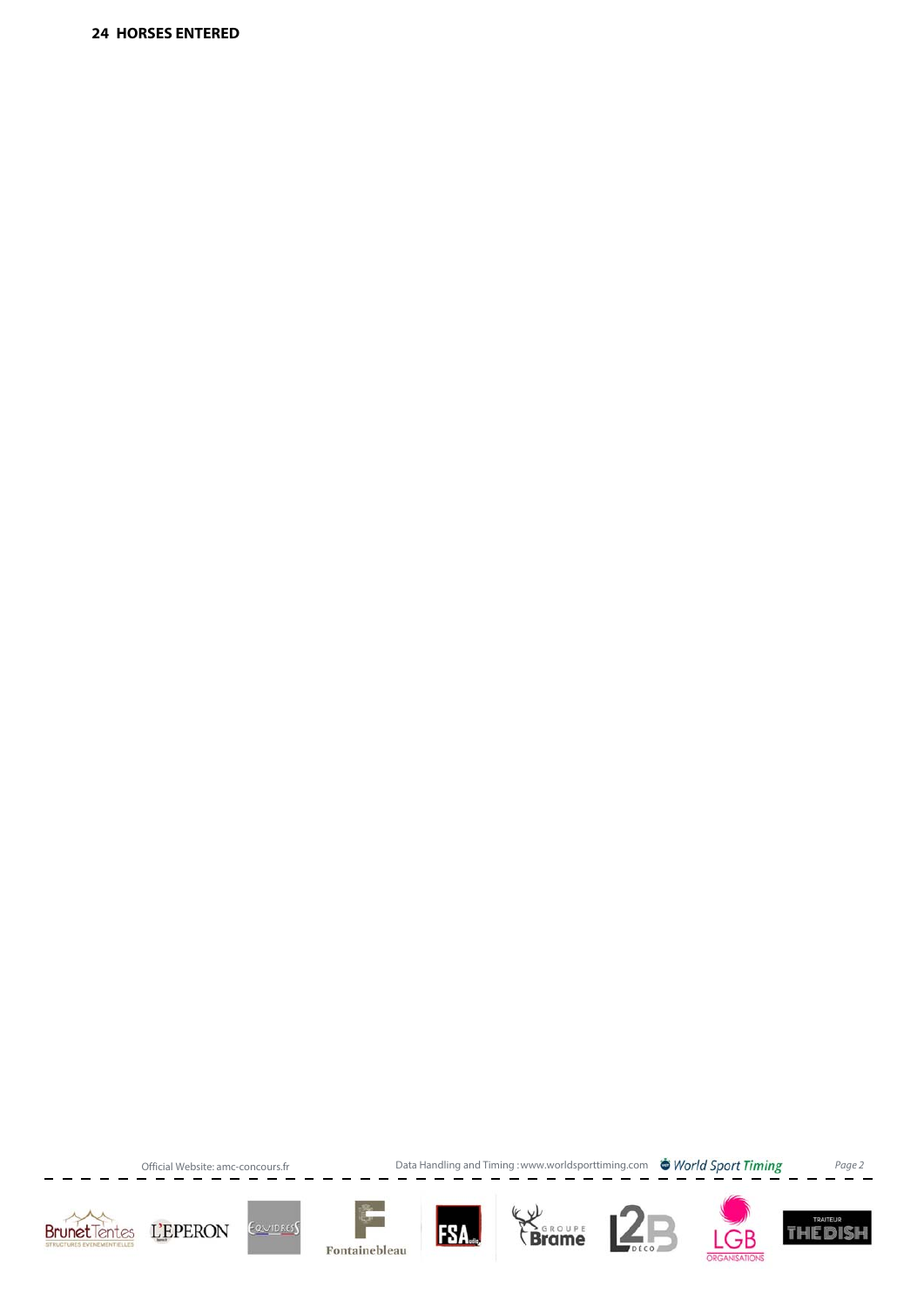**24 HORSES ENTERED**